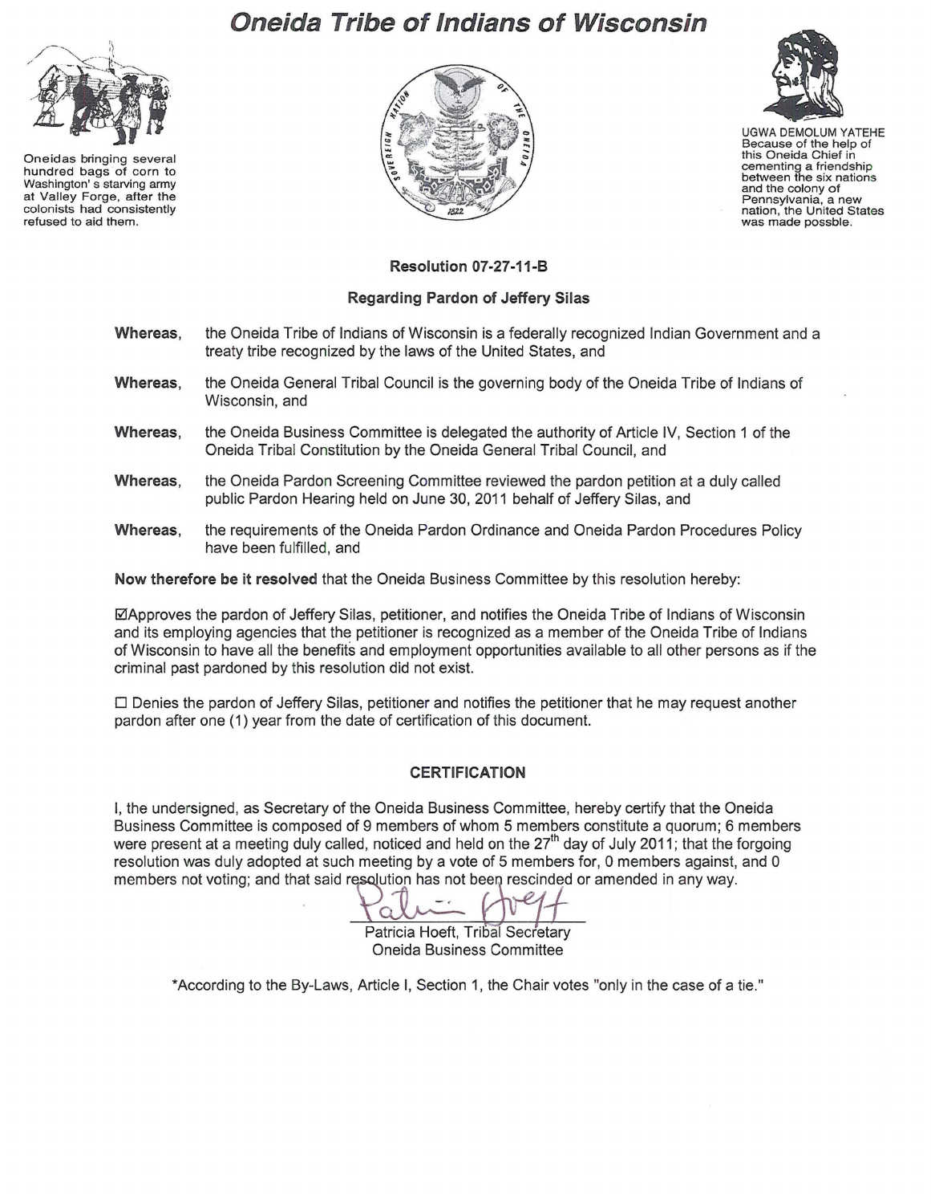# Oneida Tribe of Indians of Wisconsin

Oneidas bringing several hundred bags of corn to Washington's starving army at Valley Forge, after the colonists had consistently refused to aid them.

UGWA DEMOLUM YATEHE
Because of the help of this Oneida Chief in cementing a friendship between the six nations and the colony of Pennsylvania, a new nation, the United States was made possble.

**Resolution 07-27-11-B**

**Regarding Pardon of Jeffery Silas**

**Whereas,** the Oneida Tribe of Indians of Wisconsin is a federally recognized Indian Government and a treaty tribe recognized by the laws of the United States, and

**Whereas,** the Oneida General Tribal Council is the governing body of the Oneida Tribe of Indians of Wisconsin, and

**Whereas,** the Oneida Business Committee is delegated the authority of Article IV, Section 1 of the Oneida Tribal Constitution by the Oneida General Tribal Council, and

**Whereas,** the Oneida Pardon Screening Committee reviewed the pardon petition at a duly called public Pardon Hearing held on June 30, 2011 behalf of Jeffery Silas, and

**Whereas,** the requirements of the Oneida Pardon Ordinance and Oneida Pardon Procedures Policy have been fulfilled, and

**Now therefore be it resolved** that the Oneida Business Committee by this resolution hereby:

☑Approves the pardon of Jeffery Silas, petitioner, and notifies the Oneida Tribe of Indians of Wisconsin and its employing agencies that the petitioner is recognized as a member of the Oneida Tribe of Indians of Wisconsin to have all the benefits and employment opportunities available to all other persons as if the criminal past pardoned by this resolution did not exist.

☐ Denies the pardon of Jeffery Silas, petitioner and notifies the petitioner that he may request another pardon after one (1) year from the date of certification of this document.

### CERTIFICATION

I, the undersigned, as Secretary of the Oneida Business Committee, hereby certify that the Oneida Business Committee is composed of 9 members of whom 5 members constitute a quorum; 6 members were present at a meeting duly called, noticed and held on the 27th day of July 2011; that the forgoing resolution was duly adopted at such meeting by a vote of 5 members for, 0 members against, and 0 members not voting; and that said resolution has not been rescinded or amended in any way.

Patricia Hoeft, Tribal Secretary
Oneida Business Committee

*According to the By-Laws, Article I, Section 1, the Chair votes "only in the case of a tie."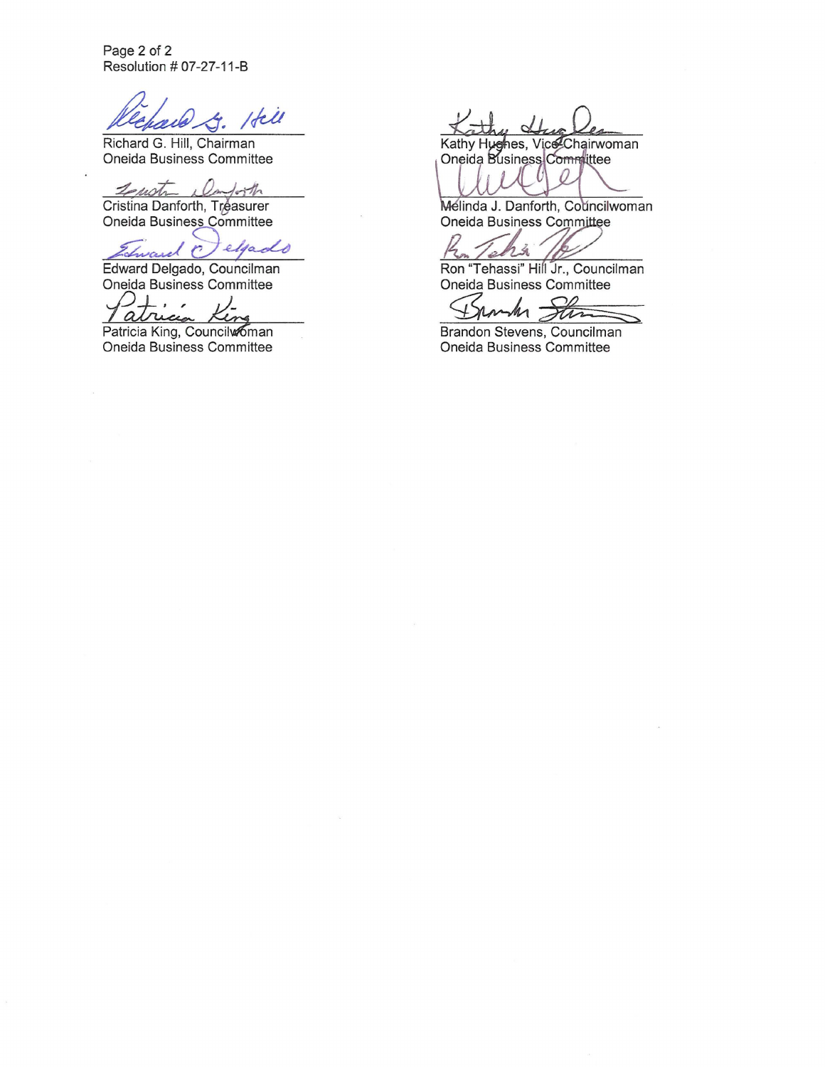Resolution # 07-27-11-B

Richard G. Hill, Chairman
Oneida Business Committee

Kathy Hughes, Vice-Chairwoman
Oneida Business Committee

Cristina Danforth, Treasurer
Oneida Business Committee

Melinda J. Danforth, Councilwoman
Oneida Business Committee

Edward Delgado, Councilman
Oneida Business Committee

Ron "Tehassi" Hill Jr., Councilman
Oneida Business Committee

Patricia King, Councilwoman
Oneida Business Committee

Brandon Stevens, Councilman
Oneida Business Committee